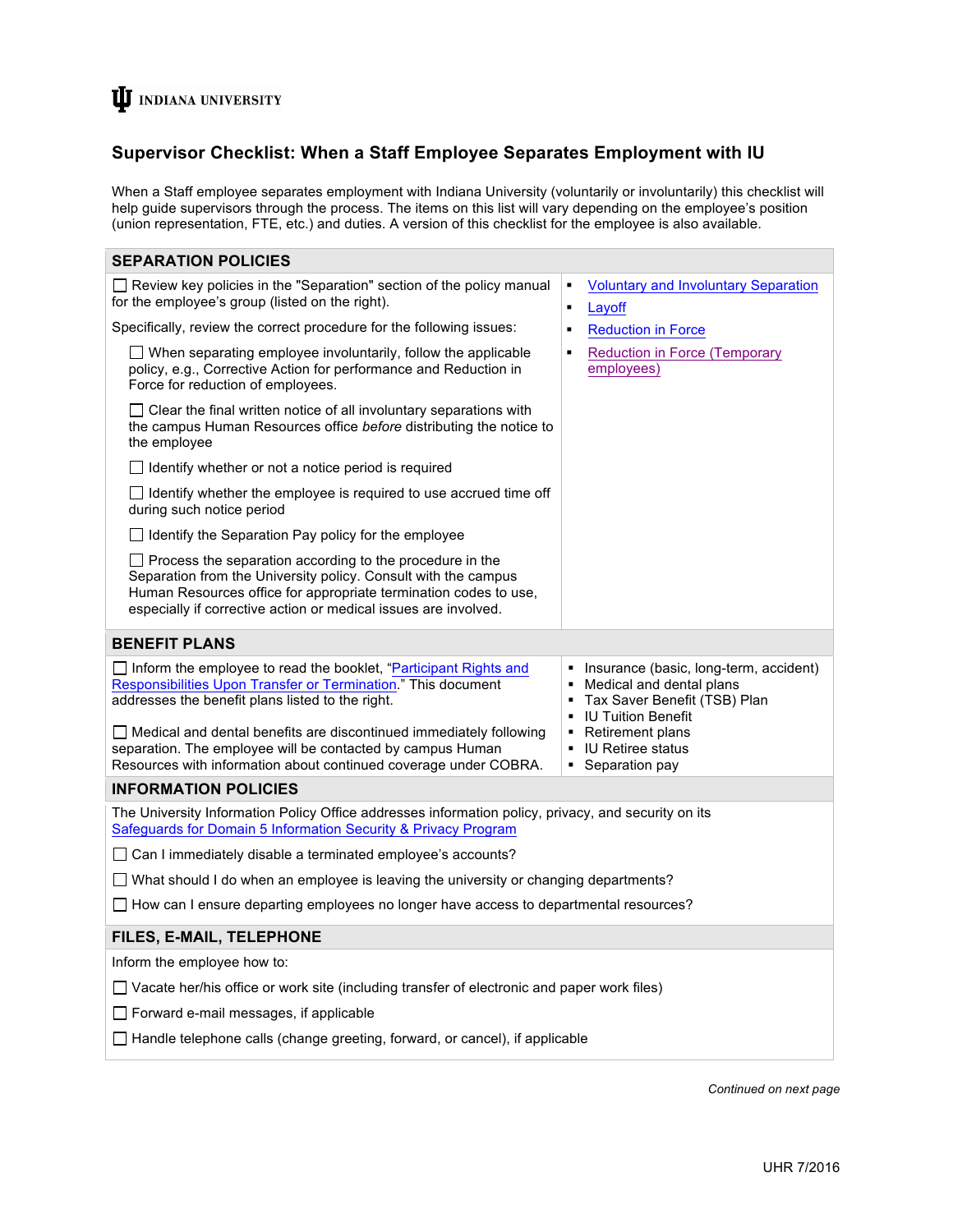INDIANA UNIVERSITY

# Supervisor Checklist: When a Staff Employee Separates Employment with IU

When a Staff employee separates employment with Indiana University (voluntarily or involuntarily) this checklist will help guide supervisors through the process. The items on this list will vary depending on the employee's position (union representation, FTE, etc.) and duties. A version of this checklist for the employee is also available.

## SEPARATION POLICIES

☐ Review key policies in the "Separation" section of the policy manual for the employee's group (listed on the right).

- Voluntary and Involuntary Separation
- Layoff
- Reduction in Force
- Reduction in Force (Temporary employees)

Specifically, review the correct procedure for the following issues:

- ☐ When separating employee involuntarily, follow the applicable policy, e.g., Corrective Action for performance and Reduction in Force for reduction of employees.
- ☐ Clear the final written notice of all involuntary separations with the campus Human Resources office *before* distributing the notice to the employee
- ☐ Identify whether or not a notice period is required
- ☐ Identify whether the employee is required to use accrued time off during such notice period
- ☐ Identify the Separation Pay policy for the employee
- ☐ Process the separation according to the procedure in the Separation from the University policy. Consult with the campus Human Resources office for appropriate termination codes to use, especially if corrective action or medical issues are involved.

## BENEFIT PLANS

☐ Inform the employee to read the booklet, "Participant Rights and Responsibilities Upon Transfer or Termination." This document addresses the benefit plans listed to the right.

- Insurance (basic, long-term, accident)
- Medical and dental plans
- Tax Saver Benefit (TSB) Plan
- IU Tuition Benefit
- Retirement plans
- IU Retiree status
- Separation pay

☐ Medical and dental benefits are discontinued immediately following separation. The employee will be contacted by campus Human Resources with information about continued coverage under COBRA.

## INFORMATION POLICIES

The University Information Policy Office addresses information policy, privacy, and security on its Safeguards for Domain 5 Information Security & Privacy Program

☐ Can I immediately disable a terminated employee's accounts?

☐ What should I do when an employee is leaving the university or changing departments?

☐ How can I ensure departing employees no longer have access to departmental resources?

## FILES, E-MAIL, TELEPHONE

Inform the employee how to:

☐ Vacate her/his office or work site (including transfer of electronic and paper work files)

☐ Forward e-mail messages, if applicable

☐ Handle telephone calls (change greeting, forward, or cancel), if applicable

*Continued on next page*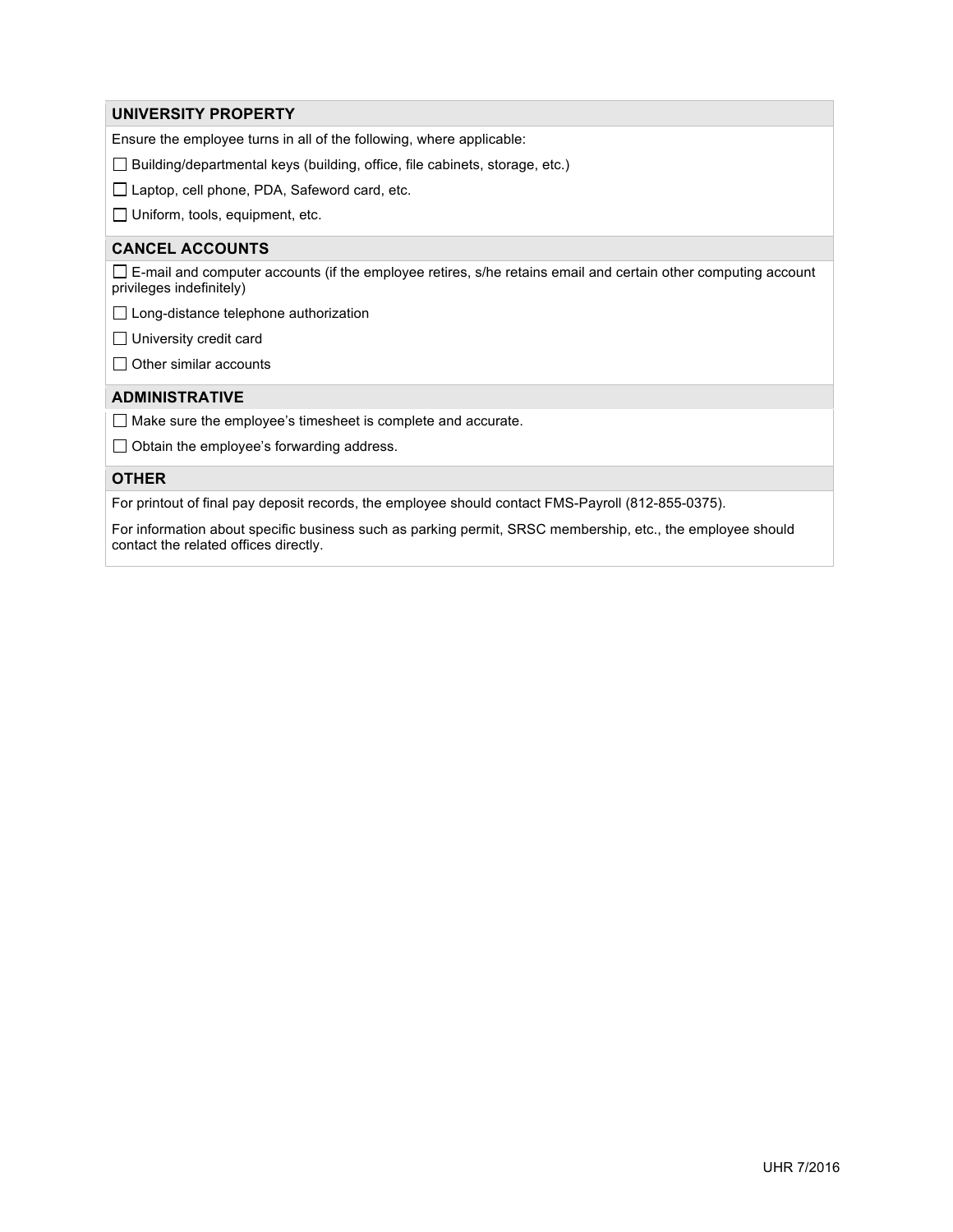## UNIVERSITY PROPERTY

Ensure the employee turns in all of the following, where applicable:

- [ ] Building/departmental keys (building, office, file cabinets, storage, etc.)
- [ ] Laptop, cell phone, PDA, Safeword card, etc.
- [ ] Uniform, tools, equipment, etc.

## CANCEL ACCOUNTS

- [ ] E-mail and computer accounts (if the employee retires, s/he retains email and certain other computing account privileges indefinitely)
- [ ] Long-distance telephone authorization
- [ ] University credit card
- [ ] Other similar accounts

## ADMINISTRATIVE

- [ ] Make sure the employee's timesheet is complete and accurate.
- [ ] Obtain the employee's forwarding address.

## OTHER

For printout of final pay deposit records, the employee should contact FMS-Payroll (812-855-0375).

For information about specific business such as parking permit, SRSC membership, etc., the employee should contact the related offices directly.

UHR 7/2016